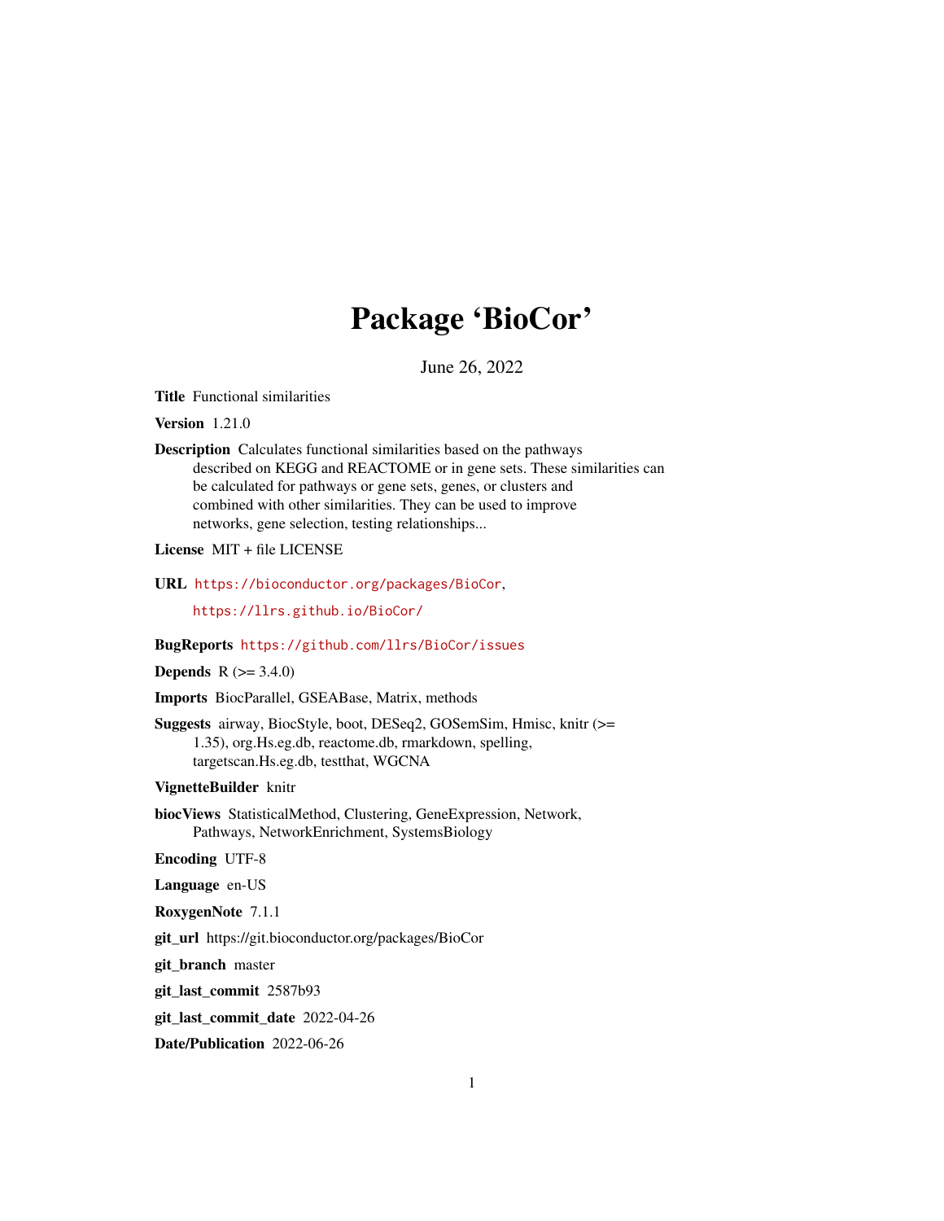# Package 'BioCor'

June 26, 2022

**Title** Functional similarities

**Version** 1.21.0

**Description** Calculates functional similarities based on the pathways described on KEGG and REACTOME or in gene sets. These similarities can be calculated for pathways or gene sets, genes, or clusters and combined with other similarities. They can be used to improve networks, gene selection, testing relationships...

**License** MIT + file LICENSE

**URL** https://bioconductor.org/packages/BioCor, https://llrs.github.io/BioCor/

**BugReports** https://github.com/llrs/BioCor/issues

**Depends** R (>= 3.4.0)

**Imports** BiocParallel, GSEABase, Matrix, methods

**Suggests** airway, BiocStyle, boot, DESeq2, GOSemSim, Hmisc, knitr (>= 1.35), org.Hs.eg.db, reactome.db, rmarkdown, spelling, targetscan.Hs.eg.db, testthat, WGCNA

**VignetteBuilder** knitr

**biocViews** StatisticalMethod, Clustering, GeneExpression, Network, Pathways, NetworkEnrichment, SystemsBiology

**Encoding** UTF-8

**Language** en-US

**RoxygenNote** 7.1.1

**git_url** https://git.bioconductor.org/packages/BioCor

**git_branch** master

**git_last_commit** 2587b93

**git_last_commit_date** 2022-04-26

**Date/Publication** 2022-06-26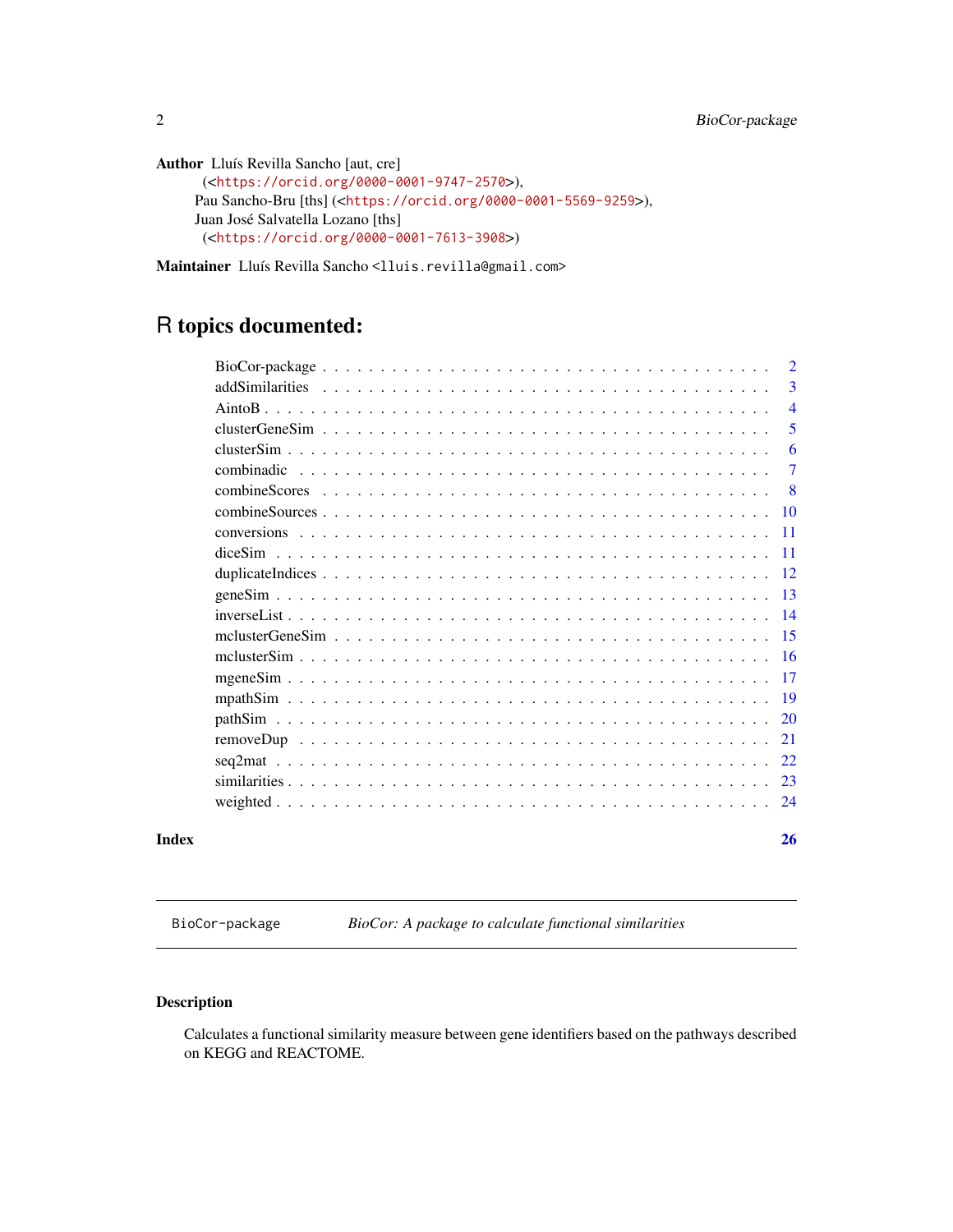**Author** Lluís Revilla Sancho [aut, cre] (<https://orcid.org/0000-0001-9747-2570>), Pau Sancho-Bru [ths] (<https://orcid.org/0000-0001-5569-9259>), Juan José Salvatella Lozano [ths] (<https://orcid.org/0000-0001-7613-3908>)

**Maintainer** Lluís Revilla Sancho <lluis.revilla@gmail.com>

## R topics documented:

| | |
|---|---|
| BioCor-package | 2 |
| addSimilarities | 3 |
| AintoB | 4 |
| clusterGeneSim | 5 |
| clusterSim | 6 |
| combinadic | 7 |
| combineScores | 8 |
| combineSources | 10 |
| conversions | 11 |
| diceSim | 11 |
| duplicateIndices | 12 |
| geneSim | 13 |
| inverseList | 14 |
| mclusterGeneSim | 15 |
| mclusterSim | 16 |
| mgeneSim | 17 |
| mpathSim | 19 |
| pathSim | 20 |
| removeDup | 21 |
| seq2mat | 22 |
| similarities | 23 |
| weighted | 24 |

**Index** **26**

---

`BioCor-package` *BioCor: A package to calculate functional similarities*

### Description

Calculates a functional similarity measure between gene identifiers based on the pathways described on KEGG and REACTOME.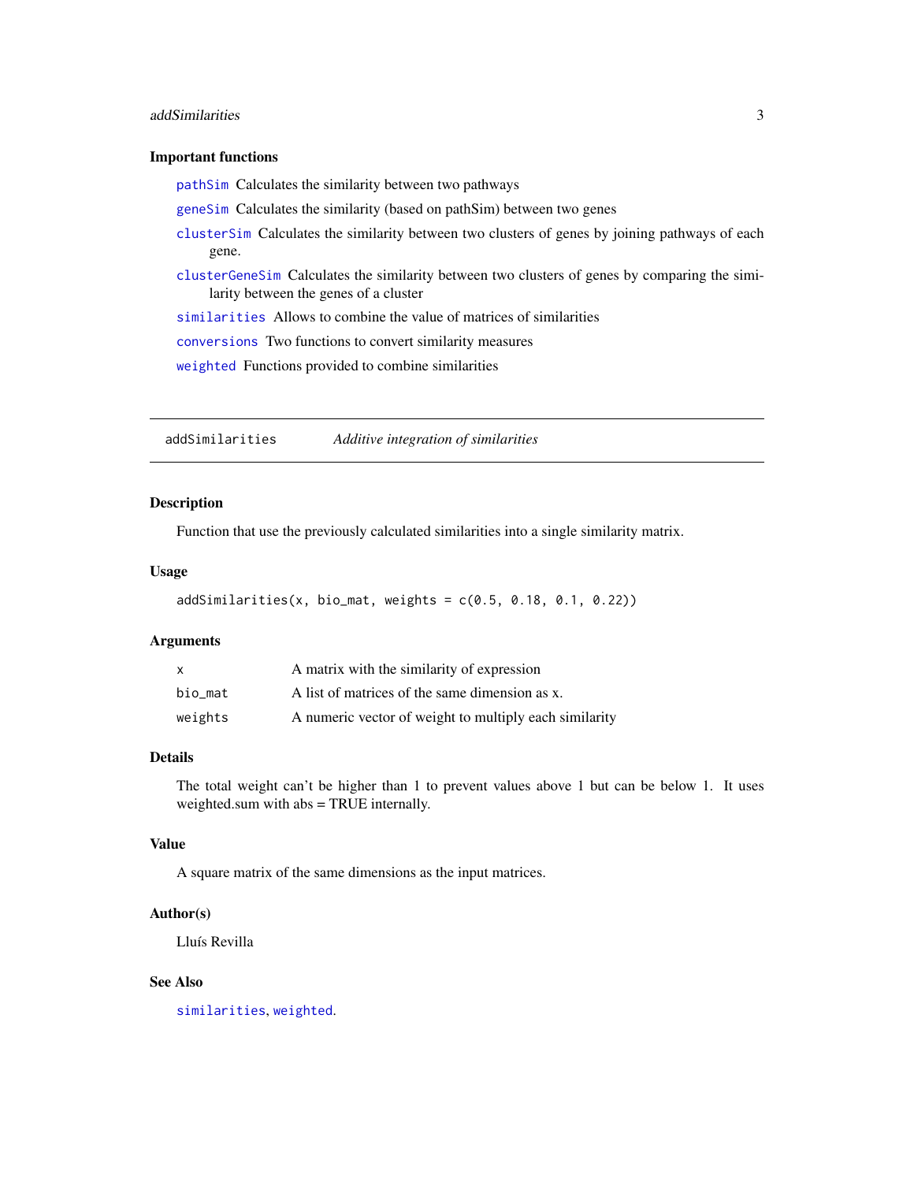### Important functions

`pathSim` Calculates the similarity between two pathways

`geneSim` Calculates the similarity (based on pathSim) between two genes

`clusterSim` Calculates the similarity between two clusters of genes by joining pathways of each gene.

`clusterGeneSim` Calculates the similarity between two clusters of genes by comparing the similarity between the genes of a cluster

`similarities` Allows to combine the value of matrices of similarities

`conversions` Two functions to convert similarity measures

`weighted` Functions provided to combine similarities

---

## addSimilarities — *Additive integration of similarities*

---

### Description

Function that use the previously calculated similarities into a single similarity matrix.

### Usage

```
addSimilarities(x, bio_mat, weights = c(0.5, 0.18, 0.1, 0.22))
```

### Arguments

| | |
|---|---|
| `x` | A matrix with the similarity of expression |
| `bio_mat` | A list of matrices of the same dimension as x. |
| `weights` | A numeric vector of weight to multiply each similarity |

### Details

The total weight can't be higher than 1 to prevent values above 1 but can be below 1. It uses weighted.sum with abs = TRUE internally.

### Value

A square matrix of the same dimensions as the input matrices.

### Author(s)

Lluís Revilla

### See Also

`similarities`, `weighted`.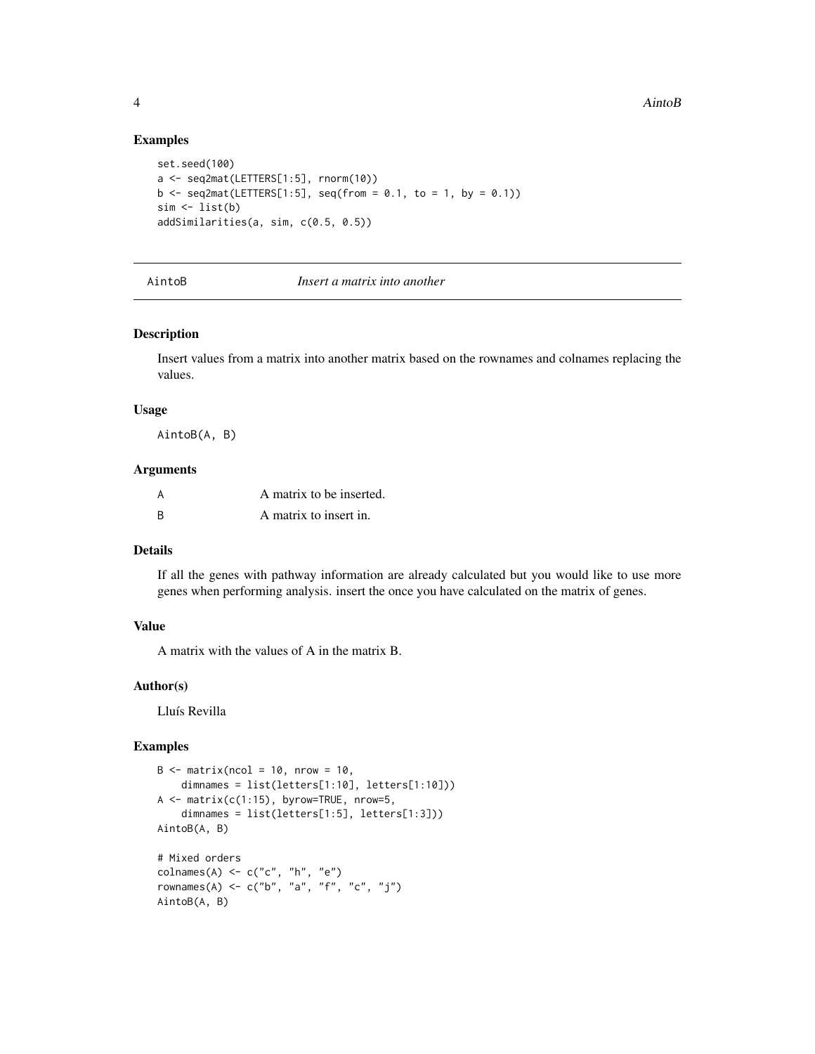### Examples

```
set.seed(100)
a <- seq2mat(LETTERS[1:5], rnorm(10))
b <- seq2mat(LETTERS[1:5], seq(from = 0.1, to = 1, by = 0.1))
sim <- list(b)
addSimilarities(a, sim, c(0.5, 0.5))
```

---

## AintoB *Insert a matrix into another*

---

### Description

Insert values from a matrix into another matrix based on the rownames and colnames replacing the values.

### Usage

```
AintoB(A, B)
```

### Arguments

| | |
|---|---|
| A | A matrix to be inserted. |
| B | A matrix to insert in. |

### Details

If all the genes with pathway information are already calculated but you would like to use more genes when performing analysis. insert the once you have calculated on the matrix of genes.

### Value

A matrix with the values of A in the matrix B.

### Author(s)

Lluís Revilla

### Examples

```
B <- matrix(ncol = 10, nrow = 10,
    dimnames = list(letters[1:10], letters[1:10]))
A <- matrix(c(1:15), byrow=TRUE, nrow=5,
    dimnames = list(letters[1:5], letters[1:3]))
AintoB(A, B)

# Mixed orders
colnames(A) <- c("c", "h", "e")
rownames(A) <- c("b", "a", "f", "c", "j")
AintoB(A, B)
```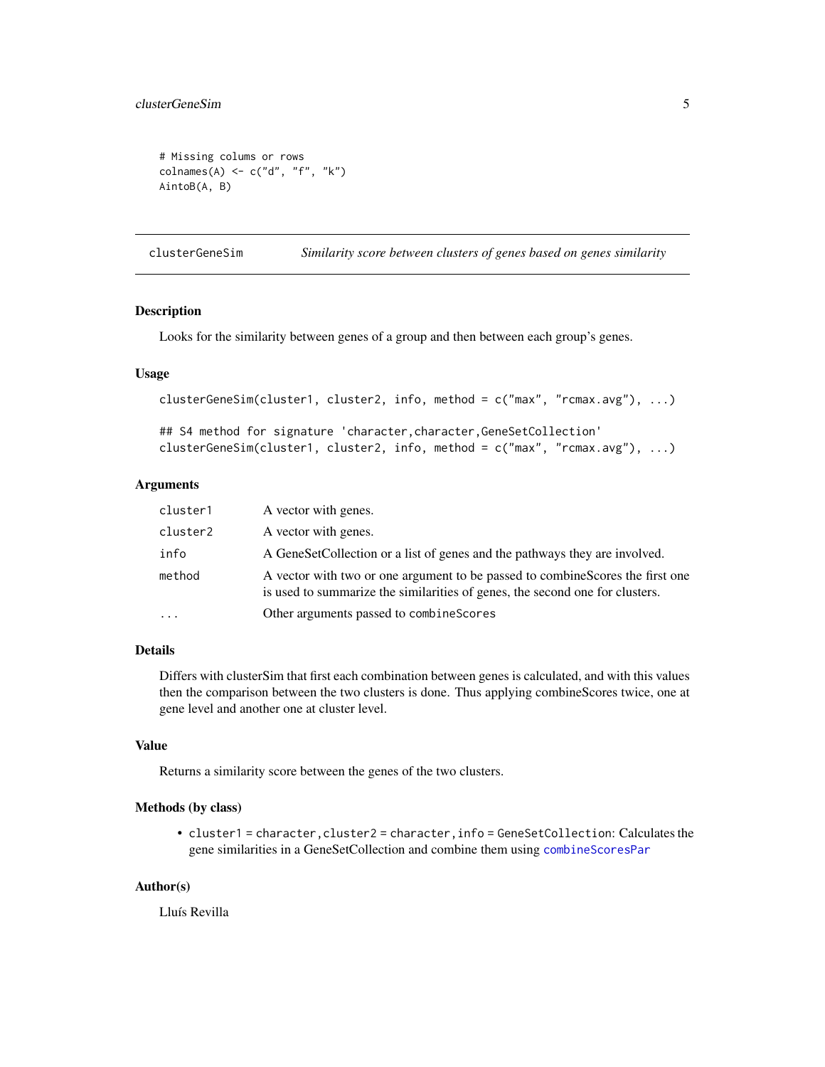```
# Missing colums or rows
colnames(A) <- c("d", "f", "k")
AintoB(A, B)
```

## clusterGeneSim — *Similarity score between clusters of genes based on genes similarity*

### Description

Looks for the similarity between genes of a group and then between each group's genes.

### Usage

```
clusterGeneSim(cluster1, cluster2, info, method = c("max", "rcmax.avg"), ...)

## S4 method for signature 'character,character,GeneSetCollection'
clusterGeneSim(cluster1, cluster2, info, method = c("max", "rcmax.avg"), ...)
```

### Arguments

| | |
|---|---|
| `cluster1` | A vector with genes. |
| `cluster2` | A vector with genes. |
| `info` | A GeneSetCollection or a list of genes and the pathways they are involved. |
| `method` | A vector with two or one argument to be passed to combineScores the first one is used to summarize the similarities of genes, the second one for clusters. |
| `...` | Other arguments passed to `combineScores` |

### Details

Differs with clusterSim that first each combination between genes is calculated, and with this values then the comparison between the two clusters is done. Thus applying combineScores twice, one at gene level and another one at cluster level.

### Value

Returns a similarity score between the genes of the two clusters.

### Methods (by class)

- `cluster1 = character,cluster2 = character,info = GeneSetCollection`: Calculates the gene similarities in a GeneSetCollection and combine them using `combineScoresPar`

### Author(s)

Lluís Revilla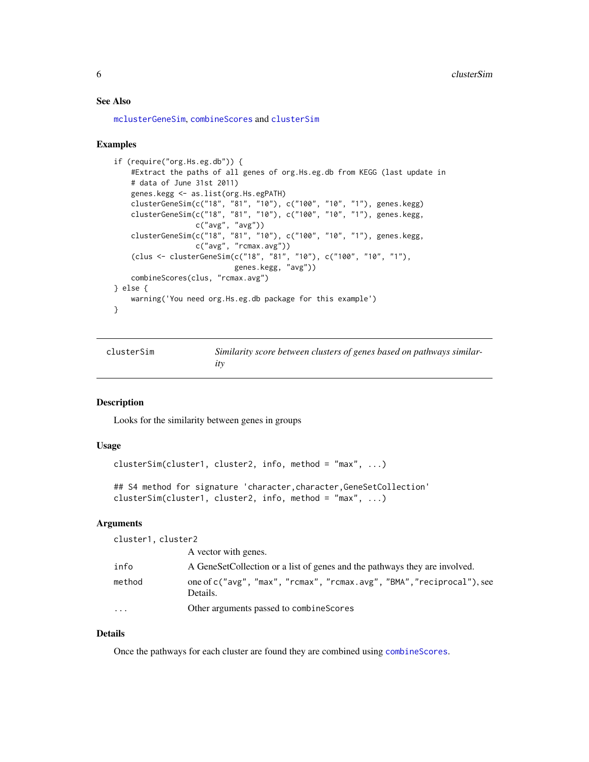## See Also

mclusterGeneSim, combineScores and clusterSim

## Examples

```
if (require("org.Hs.eg.db")) {
    #Extract the paths of all genes of org.Hs.eg.db from KEGG (last update in
    # data of June 31st 2011)
    genes.kegg <- as.list(org.Hs.egPATH)
    clusterGeneSim(c("18", "81", "10"), c("100", "10", "1"), genes.kegg)
    clusterGeneSim(c("18", "81", "10"), c("100", "10", "1"), genes.kegg,
                   c("avg", "avg"))
    clusterGeneSim(c("18", "81", "10"), c("100", "10", "1"), genes.kegg,
                   c("avg", "rcmax.avg"))
    (clus <- clusterGeneSim(c("18", "81", "10"), c("100", "10", "1"),
                            genes.kegg, "avg"))
    combineScores(clus, "rcmax.avg")
} else {
    warning('You need org.Hs.eg.db package for this example')
}
```

---

# clusterSim — *Similarity score between clusters of genes based on pathways similarity*

## Description

Looks for the similarity between genes in groups

## Usage

```
clusterSim(cluster1, cluster2, info, method = "max", ...)

## S4 method for signature 'character,character,GeneSetCollection'
clusterSim(cluster1, cluster2, info, method = "max", ...)
```

## Arguments

| | |
|---|---|
| `cluster1, cluster2` | A vector with genes. |
| `info` | A GeneSetCollection or a list of genes and the pathways they are involved. |
| `method` | one of `c("avg", "max", "rcmax", "rcmax.avg", "BMA","reciprocal")`, see Details. |
| `...` | Other arguments passed to `combineScores` |

## Details

Once the pathways for each cluster are found they are combined using combineScores.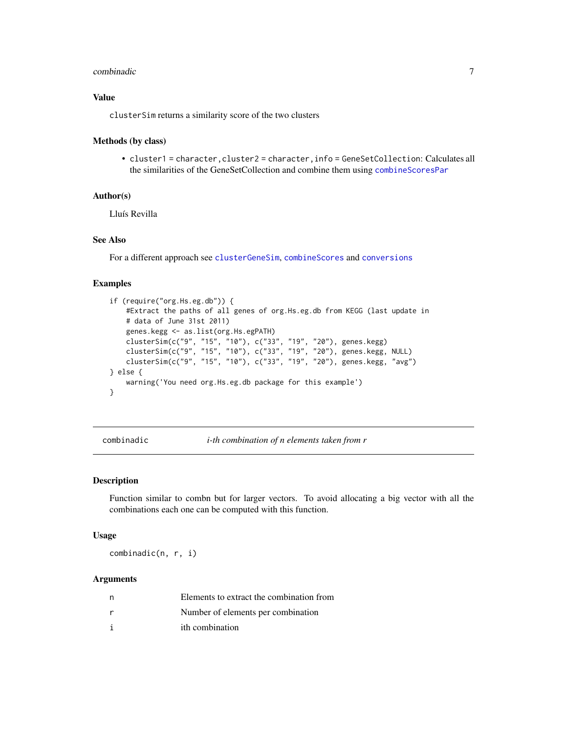### Value

`clusterSim` returns a similarity score of the two clusters

### Methods (by class)

- `cluster1 = character,cluster2 = character,info = GeneSetCollection`: Calculates all the similarities of the GeneSetCollection and combine them using `combineScoresPar`

### Author(s)

Lluís Revilla

### See Also

For a different approach see `clusterGeneSim`, `combineScores` and `conversions`

### Examples

```
if (require("org.Hs.eg.db")) {
    #Extract the paths of all genes of org.Hs.eg.db from KEGG (last update in
    # data of June 31st 2011)
    genes.kegg <- as.list(org.Hs.egPATH)
    clusterSim(c("9", "15", "10"), c("33", "19", "20"), genes.kegg)
    clusterSim(c("9", "15", "10"), c("33", "19", "20"), genes.kegg, NULL)
    clusterSim(c("9", "15", "10"), c("33", "19", "20"), genes.kegg, "avg")
} else {
    warning('You need org.Hs.eg.db package for this example')
}
```

---

## combinadic — *i-th combination of n elements taken from r*

### Description

Function similar to combn but for larger vectors. To avoid allocating a big vector with all the combinations each one can be computed with this function.

### Usage

```
combinadic(n, r, i)
```

### Arguments

| | |
|---|---|
| n | Elements to extract the combination from |
| r | Number of elements per combination |
| i | ith combination |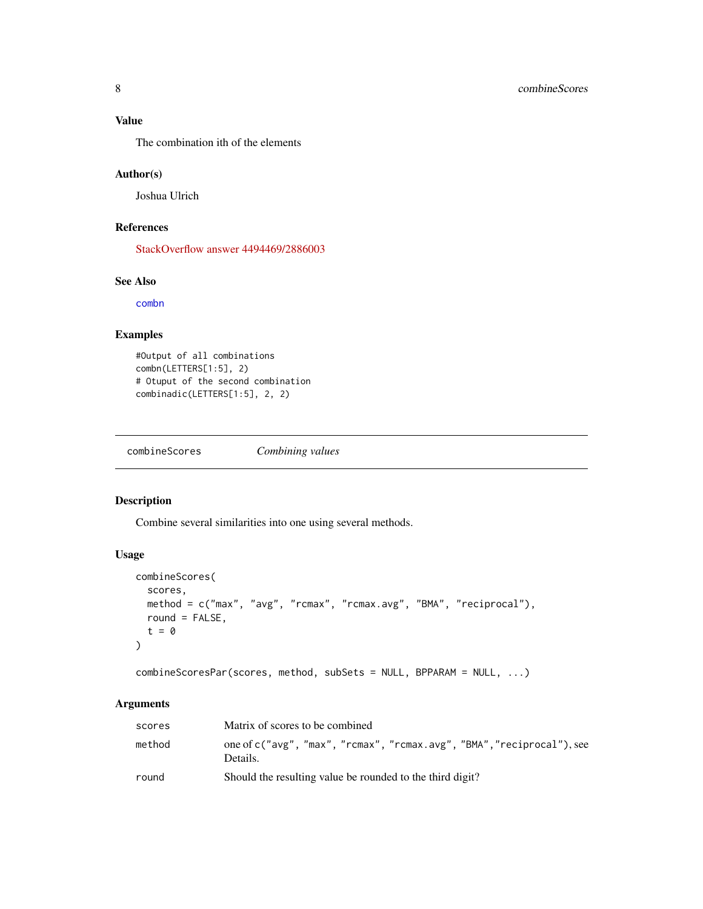## Value

The combination ith of the elements

## Author(s)

Joshua Ulrich

## References

StackOverflow answer 4494469/2886003

## See Also

combn

## Examples

```
#Output of all combinations
combn(LETTERS[1:5], 2)
# Otuput of the second combination
combinadic(LETTERS[1:5], 2, 2)
```

---

# combineScores *Combining values*

## Description

Combine several similarities into one using several methods.

## Usage

```
combineScores(
  scores,
  method = c("max", "avg", "rcmax", "rcmax.avg", "BMA", "reciprocal"),
  round = FALSE,
  t = 0
)

combineScoresPar(scores, method, subSets = NULL, BPPARAM = NULL, ...)
```

## Arguments

| | |
|---|---|
| scores | Matrix of scores to be combined |
| method | one of c("avg", "max", "rcmax", "rcmax.avg", "BMA","reciprocal"), see Details. |
| round | Should the resulting value be rounded to the third digit? |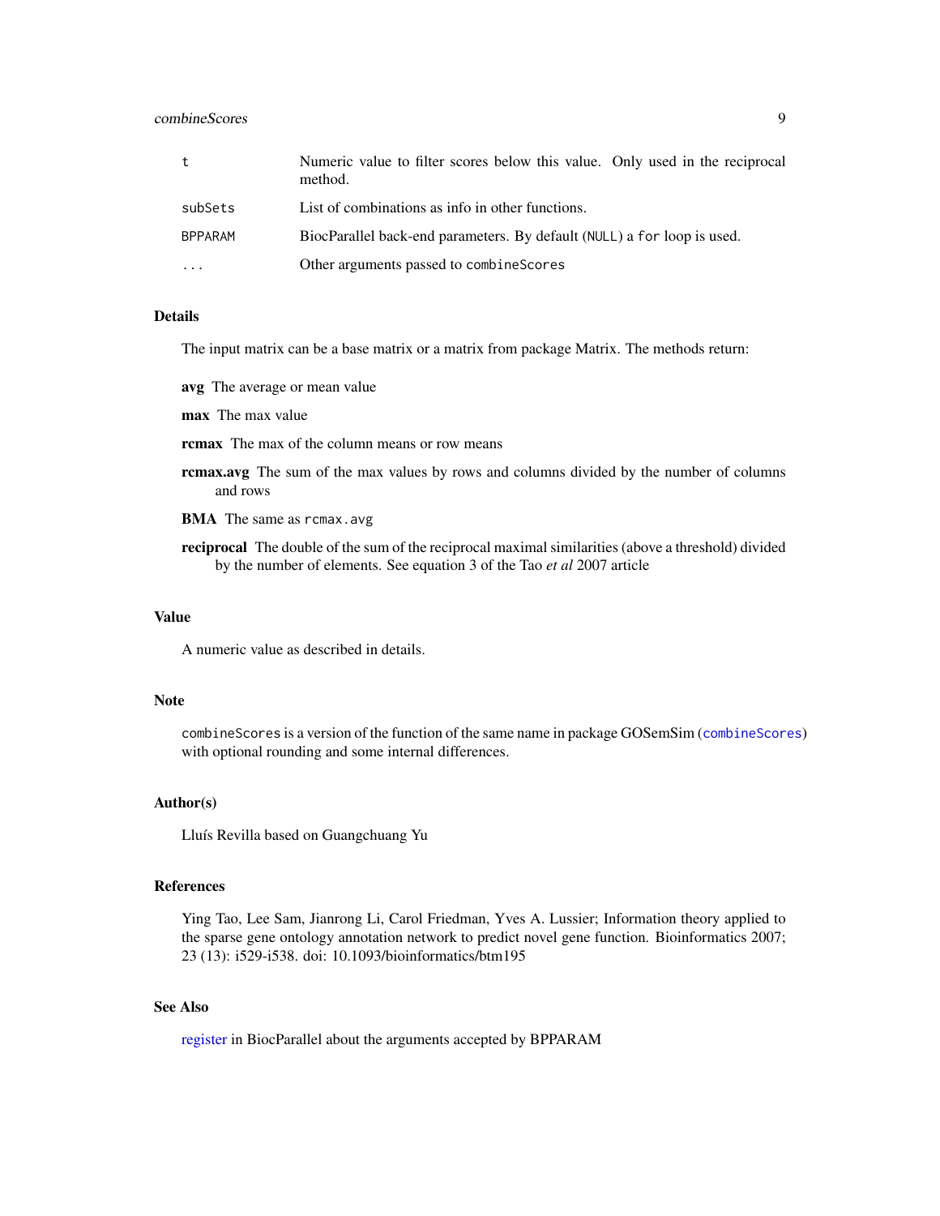| | |
|---|---|
| `t` | Numeric value to filter scores below this value. Only used in the reciprocal method. |
| `subSets` | List of combinations as info in other functions. |
| `BPPARAM` | BiocParallel back-end parameters. By default (`NULL`) a `for` loop is used. |
| `...` | Other arguments passed to `combineScores` |

## Details

The input matrix can be a base matrix or a matrix from package Matrix. The methods return:

**avg** The average or mean value

**max** The max value

**rcmax** The max of the column means or row means

**rcmax.avg** The sum of the max values by rows and columns divided by the number of columns and rows

**BMA** The same as `rcmax.avg`

**reciprocal** The double of the sum of the reciprocal maximal similarities (above a threshold) divided by the number of elements. See equation 3 of the Tao *et al* 2007 article

## Value

A numeric value as described in details.

## Note

`combineScores` is a version of the function of the same name in package GOSemSim (`combineScores`) with optional rounding and some internal differences.

## Author(s)

Lluís Revilla based on Guangchuang Yu

## References

Ying Tao, Lee Sam, Jianrong Li, Carol Friedman, Yves A. Lussier; Information theory applied to the sparse gene ontology annotation network to predict novel gene function. Bioinformatics 2007; 23 (13): i529-i538. doi: 10.1093/bioinformatics/btm195

## See Also

register in BiocParallel about the arguments accepted by BPPARAM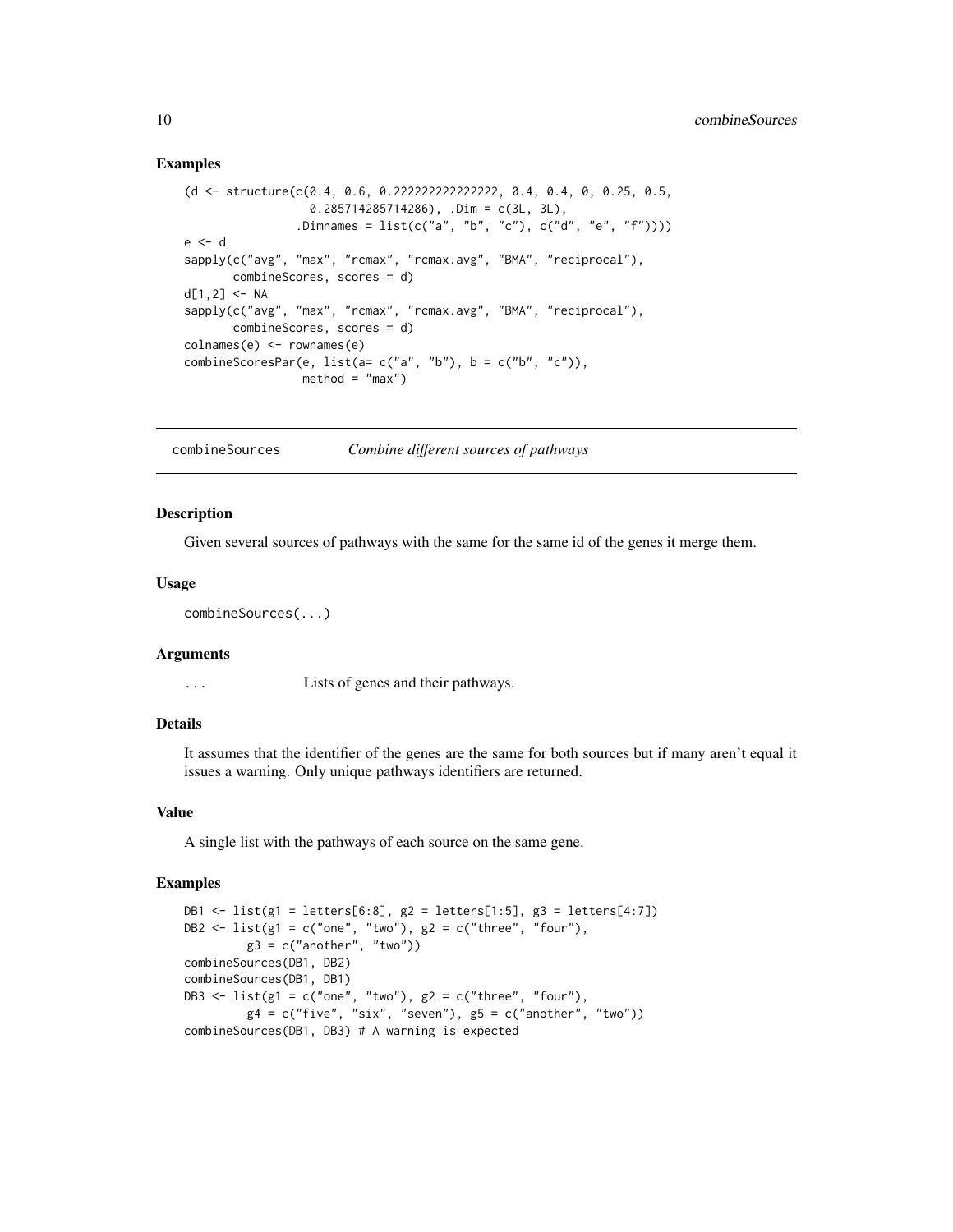## Examples

```
(d <- structure(c(0.4, 0.6, 0.222222222222222, 0.4, 0.4, 0, 0.25, 0.5,
                  0.285714285714286), .Dim = c(3L, 3L),
                .Dimnames = list(c("a", "b", "c"), c("d", "e", "f"))))
e <- d
sapply(c("avg", "max", "rcmax", "rcmax.avg", "BMA", "reciprocal"),
       combineScores, scores = d)
d[1,2] <- NA
sapply(c("avg", "max", "rcmax", "rcmax.avg", "BMA", "reciprocal"),
       combineScores, scores = d)
colnames(e) <- rownames(e)
combineScoresPar(e, list(a= c("a", "b"), b = c("b", "c")),
                 method = "max")
```

# combineSources    *Combine different sources of pathways*

## Description

Given several sources of pathways with the same for the same id of the genes it merge them.

## Usage

```
combineSources(...)
```

## Arguments

`...`    Lists of genes and their pathways.

## Details

It assumes that the identifier of the genes are the same for both sources but if many aren't equal it issues a warning. Only unique pathways identifiers are returned.

## Value

A single list with the pathways of each source on the same gene.

## Examples

```
DB1 <- list(g1 = letters[6:8], g2 = letters[1:5], g3 = letters[4:7])
DB2 <- list(g1 = c("one", "two"), g2 = c("three", "four"),
         g3 = c("another", "two"))
combineSources(DB1, DB2)
combineSources(DB1, DB1)
DB3 <- list(g1 = c("one", "two"), g2 = c("three", "four"),
         g4 = c("five", "six", "seven"), g5 = c("another", "two"))
combineSources(DB1, DB3) # A warning is expected
```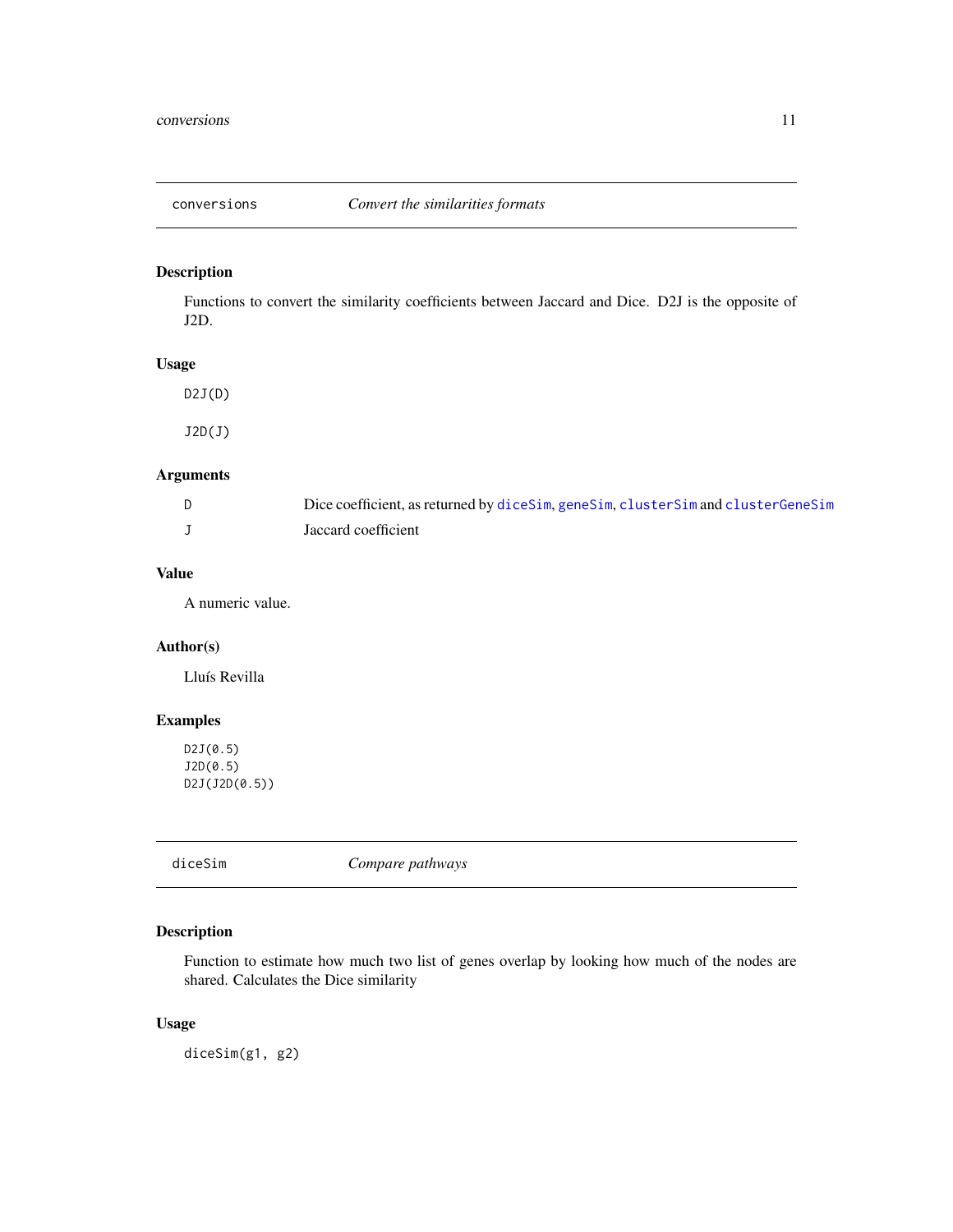## conversions — *Convert the similarities formats*

### Description

Functions to convert the similarity coefficients between Jaccard and Dice. D2J is the opposite of J2D.

### Usage

```
D2J(D)

J2D(J)
```

### Arguments

| | |
|---|---|
| D | Dice coefficient, as returned by diceSim, geneSim, clusterSim and clusterGeneSim |
| J | Jaccard coefficient |

### Value

A numeric value.

### Author(s)

Lluís Revilla

### Examples

```
D2J(0.5)
J2D(0.5)
D2J(J2D(0.5))
```

## diceSim — *Compare pathways*

### Description

Function to estimate how much two list of genes overlap by looking how much of the nodes are shared. Calculates the Dice similarity

### Usage

```
diceSim(g1, g2)
```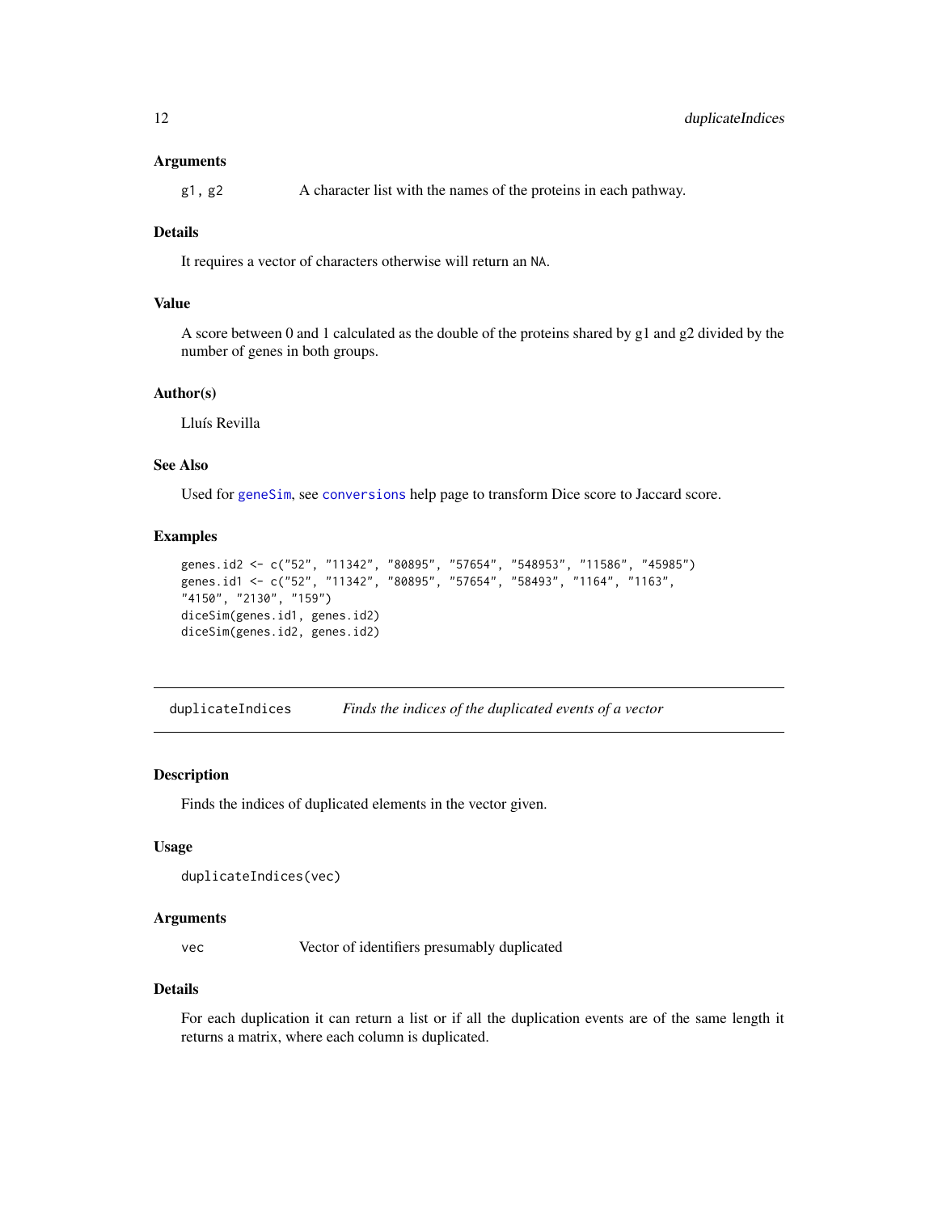### Arguments

`g1, g2` A character list with the names of the proteins in each pathway.

### Details

It requires a vector of characters otherwise will return an `NA`.

### Value

A score between 0 and 1 calculated as the double of the proteins shared by g1 and g2 divided by the number of genes in both groups.

### Author(s)

Lluís Revilla

### See Also

Used for `geneSim`, see `conversions` help page to transform Dice score to Jaccard score.

### Examples

```
genes.id2 <- c("52", "11342", "80895", "57654", "548953", "11586", "45985")
genes.id1 <- c("52", "11342", "80895", "57654", "58493", "1164", "1163",
"4150", "2130", "159")
diceSim(genes.id1, genes.id2)
diceSim(genes.id2, genes.id2)
```

---

## duplicateIndices *Finds the indices of the duplicated events of a vector*

### Description

Finds the indices of duplicated elements in the vector given.

### Usage

```
duplicateIndices(vec)
```

### Arguments

`vec` Vector of identifiers presumably duplicated

### Details

For each duplication it can return a list or if all the duplication events are of the same length it returns a matrix, where each column is duplicated.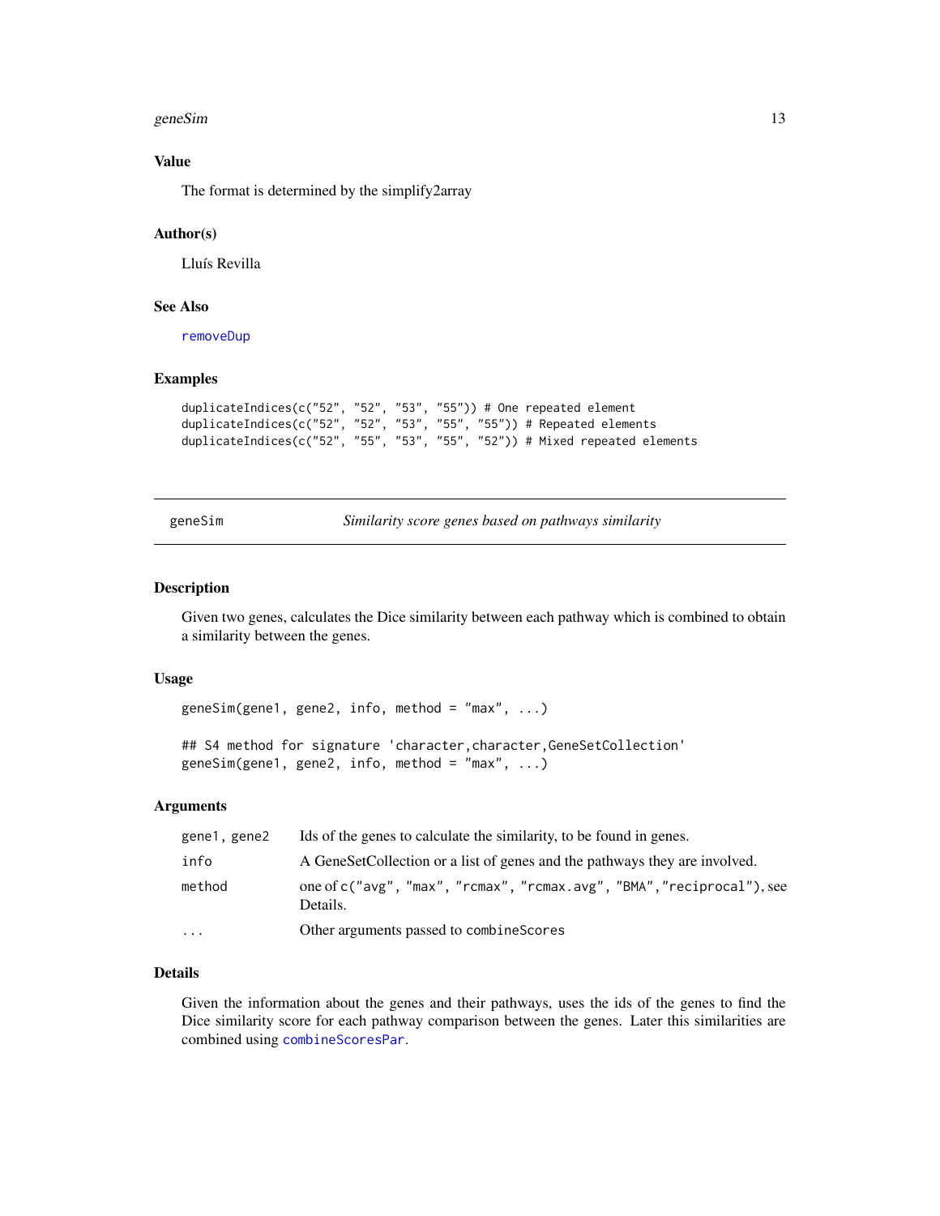### Value

The format is determined by the simplify2array

### Author(s)

Lluís Revilla

### See Also

removeDup

### Examples

```
duplicateIndices(c("52", "52", "53", "55")) # One repeated element
duplicateIndices(c("52", "52", "53", "55", "55")) # Repeated elements
duplicateIndices(c("52", "55", "53", "55", "52")) # Mixed repeated elements
```

---

## geneSim — *Similarity score genes based on pathways similarity*

---

### Description

Given two genes, calculates the Dice similarity between each pathway which is combined to obtain a similarity between the genes.

### Usage

```
geneSim(gene1, gene2, info, method = "max", ...)

## S4 method for signature 'character,character,GeneSetCollection'
geneSim(gene1, gene2, info, method = "max", ...)
```

### Arguments

| | |
|---|---|
| gene1, gene2 | Ids of the genes to calculate the similarity, to be found in genes. |
| info | A GeneSetCollection or a list of genes and the pathways they are involved. |
| method | one of `c("avg", "max", "rcmax", "rcmax.avg", "BMA","reciprocal")`, see Details. |
| ... | Other arguments passed to `combineScores` |

### Details

Given the information about the genes and their pathways, uses the ids of the genes to find the Dice similarity score for each pathway comparison between the genes. Later this similarities are combined using combineScoresPar.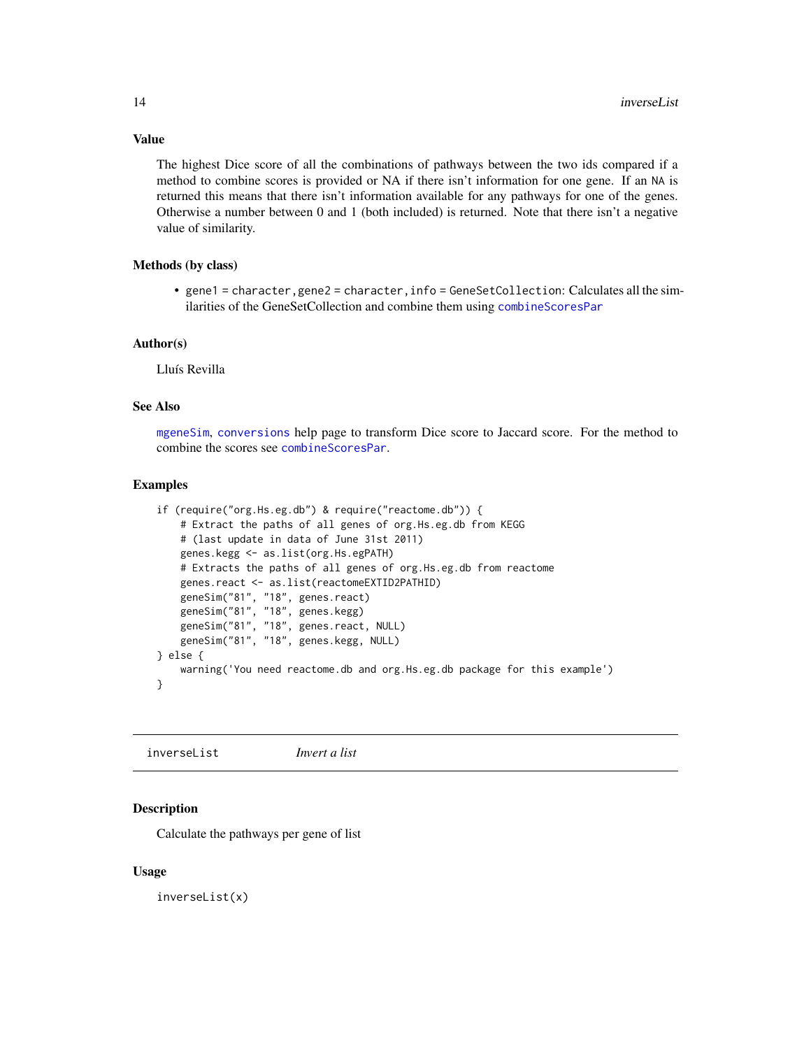### Value

The highest Dice score of all the combinations of pathways between the two ids compared if a method to combine scores is provided or NA if there isn't information for one gene. If an NA is returned this means that there isn't information available for any pathways for one of the genes. Otherwise a number between 0 and 1 (both included) is returned. Note that there isn't a negative value of similarity.

### Methods (by class)

- `gene1 = character,gene2 = character,info = GeneSetCollection`: Calculates all the similarities of the GeneSetCollection and combine them using `combineScoresPar`

### Author(s)

Lluís Revilla

### See Also

`mgeneSim`, `conversions` help page to transform Dice score to Jaccard score. For the method to combine the scores see `combineScoresPar`.

### Examples

```
if (require("org.Hs.eg.db") & require("reactome.db")) {
    # Extract the paths of all genes of org.Hs.eg.db from KEGG
    # (last update in data of June 31st 2011)
    genes.kegg <- as.list(org.Hs.egPATH)
    # Extracts the paths of all genes of org.Hs.eg.db from reactome
    genes.react <- as.list(reactomeEXTID2PATHID)
    geneSim("81", "18", genes.react)
    geneSim("81", "18", genes.kegg)
    geneSim("81", "18", genes.react, NULL)
    geneSim("81", "18", genes.kegg, NULL)
} else {
    warning('You need reactome.db and org.Hs.eg.db package for this example')
}
```

---

## inverseList *Invert a list*

### Description

Calculate the pathways per gene of list

### Usage

```
inverseList(x)
```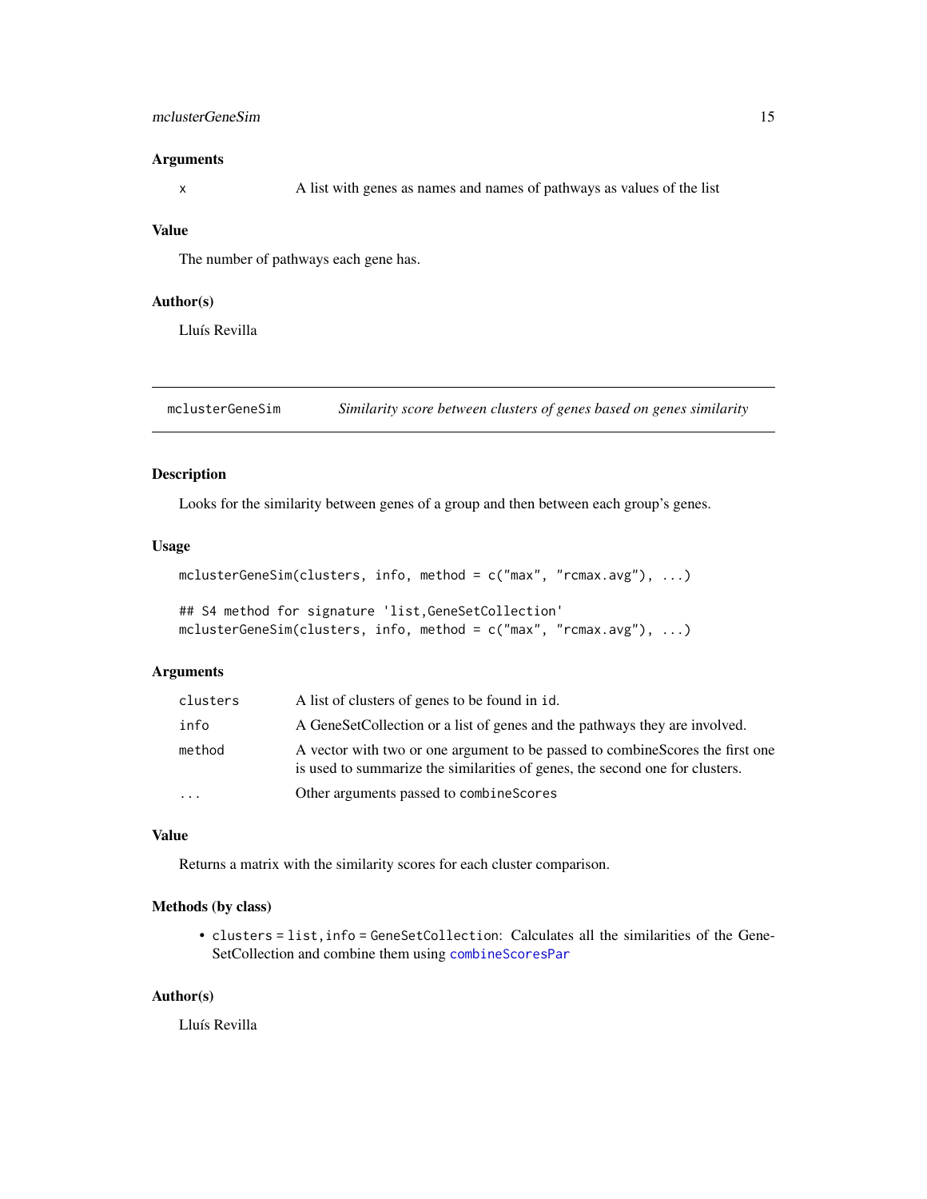### Arguments

| | |
|---|---|
| `x` | A list with genes as names and names of pathways as values of the list |

### Value

The number of pathways each gene has.

### Author(s)

Lluís Revilla

---

## mclusterGeneSim — *Similarity score between clusters of genes based on genes similarity*

### Description

Looks for the similarity between genes of a group and then between each group's genes.

### Usage

```
mclusterGeneSim(clusters, info, method = c("max", "rcmax.avg"), ...)

## S4 method for signature 'list,GeneSetCollection'
mclusterGeneSim(clusters, info, method = c("max", "rcmax.avg"), ...)
```

### Arguments

| | |
|---|---|
| `clusters` | A list of clusters of genes to be found in `id`. |
| `info` | A GeneSetCollection or a list of genes and the pathways they are involved. |
| `method` | A vector with two or one argument to be passed to combineScores the first one is used to summarize the similarities of genes, the second one for clusters. |
| `...` | Other arguments passed to `combineScores` |

### Value

Returns a matrix with the similarity scores for each cluster comparison.

### Methods (by class)

- `clusters = list,info = GeneSetCollection`: Calculates all the similarities of the GeneSetCollection and combine them using `combineScoresPar`

### Author(s)

Lluís Revilla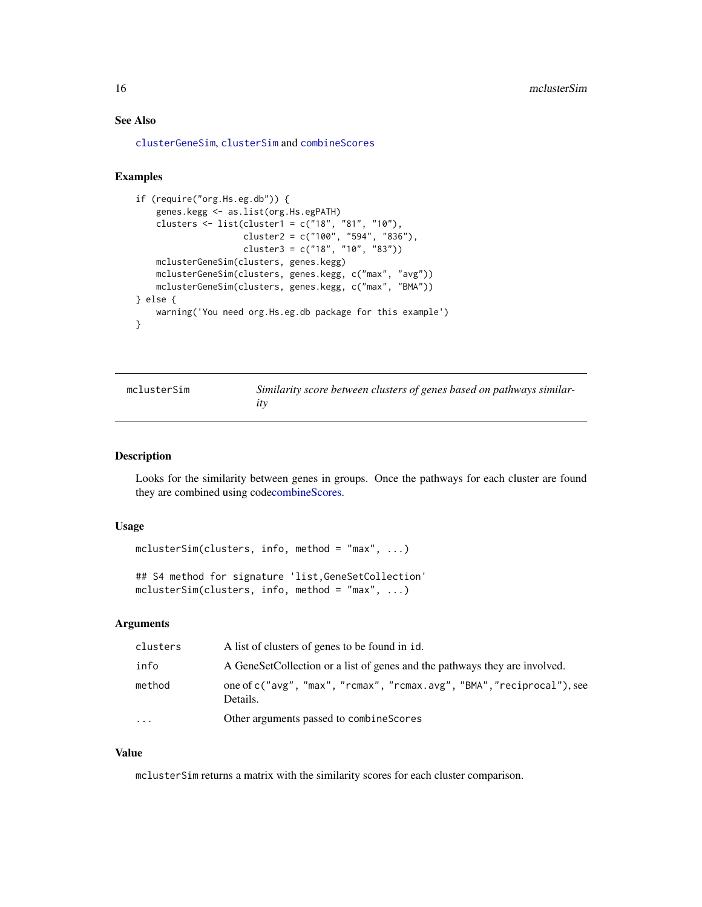### See Also

clusterGeneSim, clusterSim and combineScores

### Examples

```
if (require("org.Hs.eg.db")) {
    genes.kegg <- as.list(org.Hs.egPATH)
    clusters <- list(cluster1 = c("18", "81", "10"),
                     cluster2 = c("100", "594", "836"),
                     cluster3 = c("18", "10", "83"))
    mclusterGeneSim(clusters, genes.kegg)
    mclusterGeneSim(clusters, genes.kegg, c("max", "avg"))
    mclusterGeneSim(clusters, genes.kegg, c("max", "BMA"))
} else {
    warning('You need org.Hs.eg.db package for this example')
}
```

---

## mclusterSim — *Similarity score between clusters of genes based on pathways similarity*

---

### Description

Looks for the similarity between genes in groups. Once the pathways for each cluster are found they are combined using codecombineScores.

### Usage

```
mclusterSim(clusters, info, method = "max", ...)

## S4 method for signature 'list,GeneSetCollection'
mclusterSim(clusters, info, method = "max", ...)
```

### Arguments

| | |
|---|---|
| clusters | A list of clusters of genes to be found in id. |
| info | A GeneSetCollection or a list of genes and the pathways they are involved. |
| method | one of c("avg", "max", "rcmax", "rcmax.avg", "BMA","reciprocal"), see Details. |
| ... | Other arguments passed to combineScores |

### Value

mclusterSim returns a matrix with the similarity scores for each cluster comparison.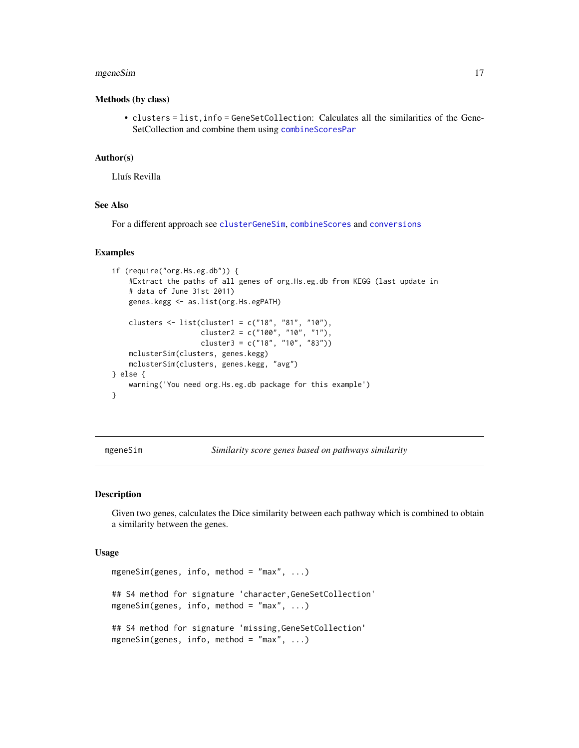### Methods (by class)

- `clusters = list,info = GeneSetCollection`: Calculates all the similarities of the GeneSetCollection and combine them using `combineScoresPar`

### Author(s)

Lluís Revilla

### See Also

For a different approach see `clusterGeneSim`, `combineScores` and `conversions`

### Examples

```
if (require("org.Hs.eg.db")) {
    #Extract the paths of all genes of org.Hs.eg.db from KEGG (last update in
    # data of June 31st 2011)
    genes.kegg <- as.list(org.Hs.egPATH)

    clusters <- list(cluster1 = c("18", "81", "10"),
                     cluster2 = c("100", "10", "1"),
                     cluster3 = c("18", "10", "83"))
    mclusterSim(clusters, genes.kegg)
    mclusterSim(clusters, genes.kegg, "avg")
} else {
    warning('You need org.Hs.eg.db package for this example')
}
```

---

## mgeneSim — *Similarity score genes based on pathways similarity*

### Description

Given two genes, calculates the Dice similarity between each pathway which is combined to obtain a similarity between the genes.

### Usage

```
mgeneSim(genes, info, method = "max", ...)

## S4 method for signature 'character,GeneSetCollection'
mgeneSim(genes, info, method = "max", ...)

## S4 method for signature 'missing,GeneSetCollection'
mgeneSim(genes, info, method = "max", ...)
```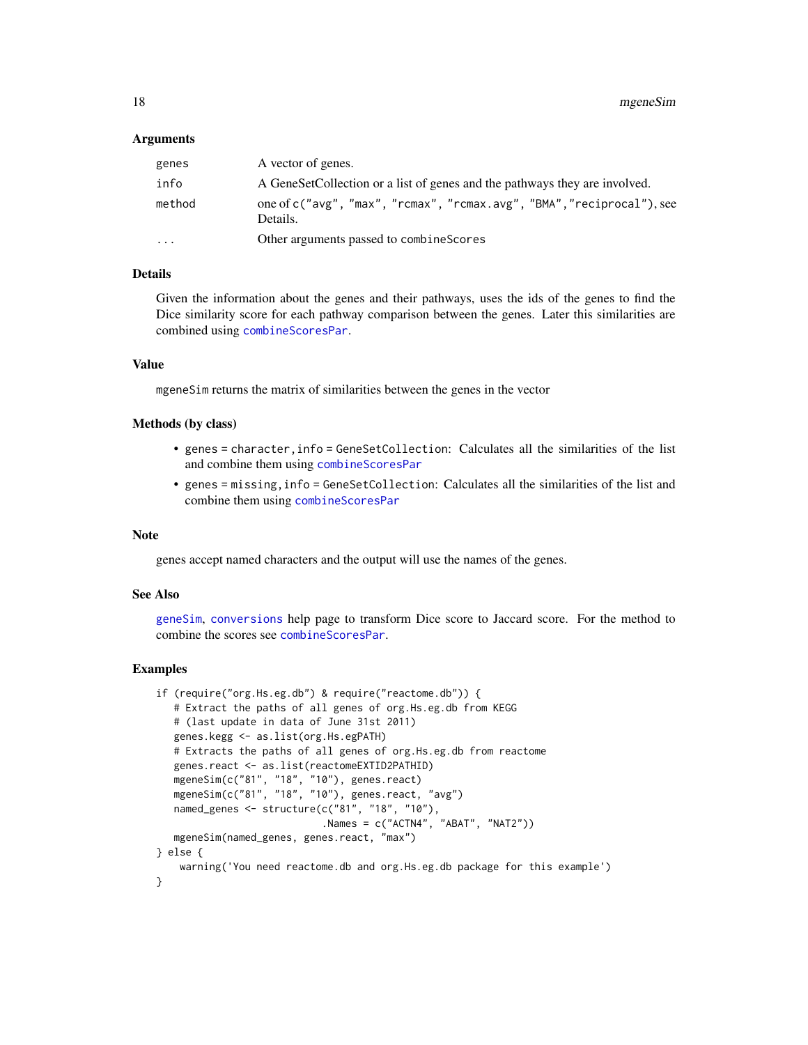## Arguments

| | |
|---|---|
| genes | A vector of genes. |
| info | A GeneSetCollection or a list of genes and the pathways they are involved. |
| method | one of `c("avg", "max", "rcmax", "rcmax.avg", "BMA","reciprocal")`, see Details. |
| ... | Other arguments passed to `combineScores` |

## Details

Given the information about the genes and their pathways, uses the ids of the genes to find the Dice similarity score for each pathway comparison between the genes. Later this similarities are combined using combineScoresPar.

## Value

mgeneSim returns the matrix of similarities between the genes in the vector

## Methods (by class)

- `genes = character,info = GeneSetCollection`: Calculates all the similarities of the list and combine them using combineScoresPar
- `genes = missing,info = GeneSetCollection`: Calculates all the similarities of the list and combine them using combineScoresPar

## Note

genes accept named characters and the output will use the names of the genes.

## See Also

geneSim, conversions help page to transform Dice score to Jaccard score. For the method to combine the scores see combineScoresPar.

## Examples

```
if (require("org.Hs.eg.db") & require("reactome.db")) {
   # Extract the paths of all genes of org.Hs.eg.db from KEGG
   # (last update in data of June 31st 2011)
   genes.kegg <- as.list(org.Hs.egPATH)
   # Extracts the paths of all genes of org.Hs.eg.db from reactome
   genes.react <- as.list(reactomeEXTID2PATHID)
   mgeneSim(c("81", "18", "10"), genes.react)
   mgeneSim(c("81", "18", "10"), genes.react, "avg")
   named_genes <- structure(c("81", "18", "10"),
                            .Names = c("ACTN4", "ABAT", "NAT2"))
   mgeneSim(named_genes, genes.react, "max")
} else {
    warning('You need reactome.db and org.Hs.eg.db package for this example')
}
```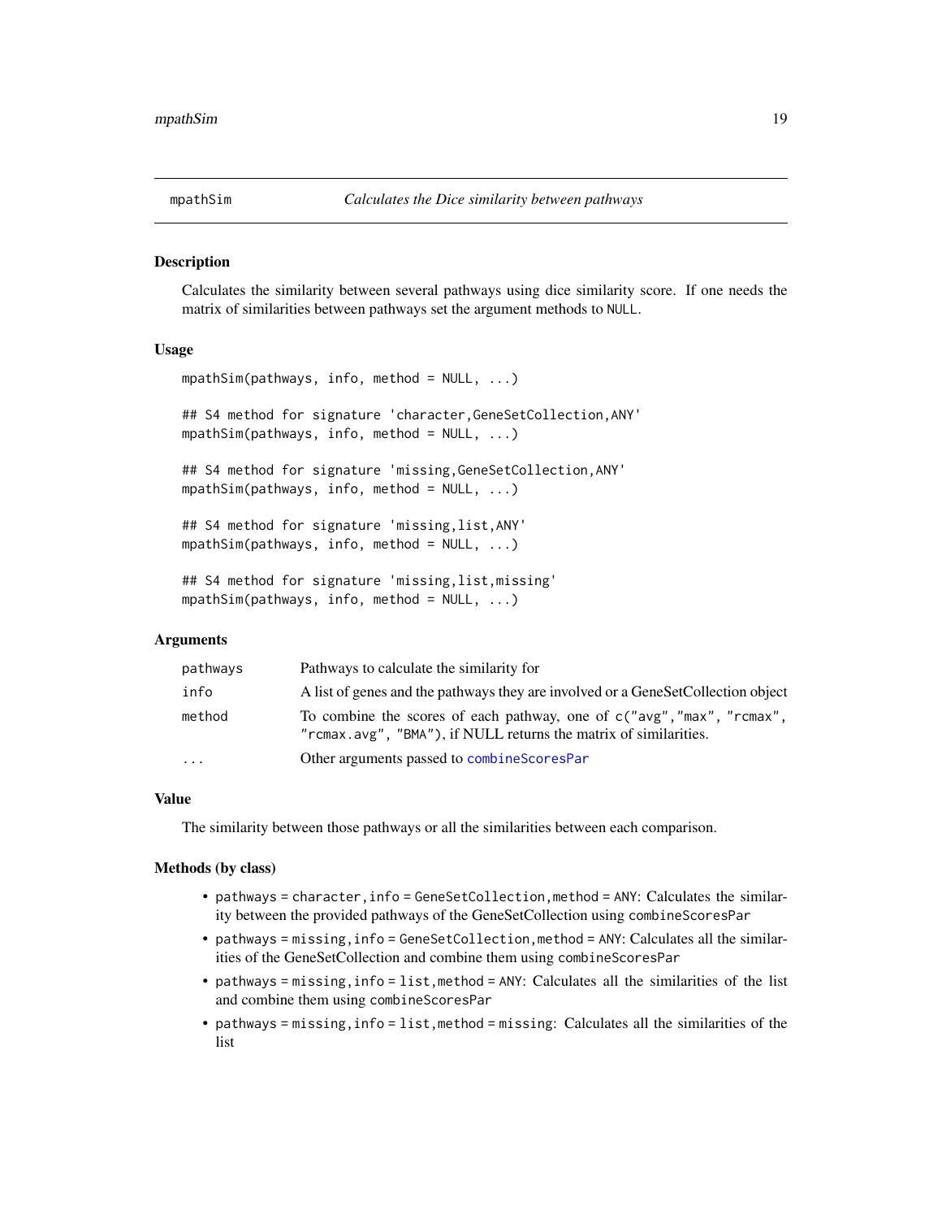## mpathSim — *Calculates the Dice similarity between pathways*

### Description

Calculates the similarity between several pathways using dice similarity score. If one needs the matrix of similarities between pathways set the argument methods to `NULL`.

### Usage

```
mpathSim(pathways, info, method = NULL, ...)

## S4 method for signature 'character,GeneSetCollection,ANY'
mpathSim(pathways, info, method = NULL, ...)

## S4 method for signature 'missing,GeneSetCollection,ANY'
mpathSim(pathways, info, method = NULL, ...)

## S4 method for signature 'missing,list,ANY'
mpathSim(pathways, info, method = NULL, ...)

## S4 method for signature 'missing,list,missing'
mpathSim(pathways, info, method = NULL, ...)
```

### Arguments

| | |
|---|---|
| `pathways` | Pathways to calculate the similarity for |
| `info` | A list of genes and the pathways they are involved or a GeneSetCollection object |
| `method` | To combine the scores of each pathway, one of `c("avg","max", "rcmax", "rcmax.avg", "BMA")`, if NULL returns the matrix of similarities. |
| `...` | Other arguments passed to `combineScoresPar` |

### Value

The similarity between those pathways or all the similarities between each comparison.

### Methods (by class)

- `pathways = character,info = GeneSetCollection,method = ANY`: Calculates the similarity between the provided pathways of the GeneSetCollection using `combineScoresPar`
- `pathways = missing,info = GeneSetCollection,method = ANY`: Calculates all the similarities of the GeneSetCollection and combine them using `combineScoresPar`
- `pathways = missing,info = list,method = ANY`: Calculates all the similarities of the list and combine them using `combineScoresPar`
- `pathways = missing,info = list,method = missing`: Calculates all the similarities of the list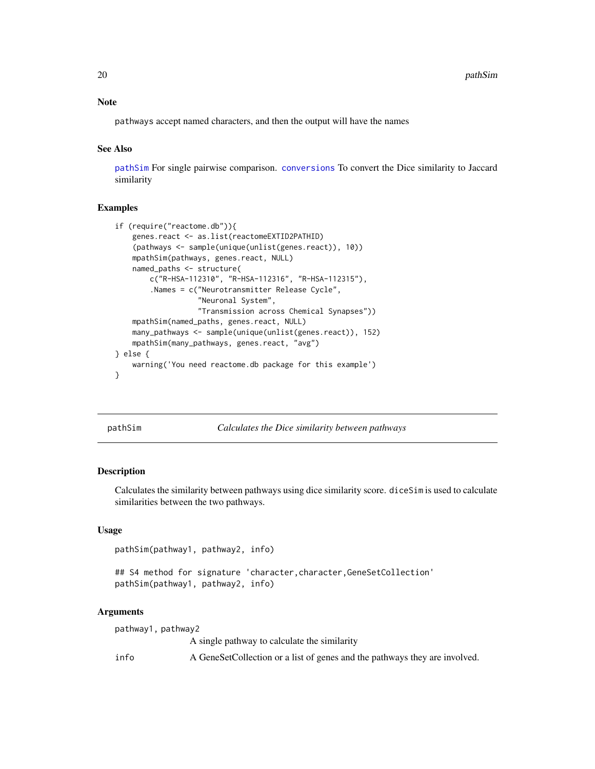## Note

`pathways` accept named characters, and then the output will have the names

## See Also

`pathSim` For single pairwise comparison. `conversions` To convert the Dice similarity to Jaccard similarity

## Examples

```
if (require("reactome.db")){
    genes.react <- as.list(reactomeEXTID2PATHID)
    (pathways <- sample(unique(unlist(genes.react)), 10))
    mpathSim(pathways, genes.react, NULL)
    named_paths <- structure(
        c("R-HSA-112310", "R-HSA-112316", "R-HSA-112315"),
        .Names = c("Neurotransmitter Release Cycle",
                   "Neuronal System",
                   "Transmission across Chemical Synapses"))
    mpathSim(named_paths, genes.react, NULL)
    many_pathways <- sample(unique(unlist(genes.react)), 152)
    mpathSim(many_pathways, genes.react, "avg")
} else {
    warning('You need reactome.db package for this example')
}
```

---

# pathSim — *Calculates the Dice similarity between pathways*

## Description

Calculates the similarity between pathways using dice similarity score. `diceSim` is used to calculate similarities between the two pathways.

## Usage

```
pathSim(pathway1, pathway2, info)

## S4 method for signature 'character,character,GeneSetCollection'
pathSim(pathway1, pathway2, info)
```

## Arguments

| | |
|---|---|
| `pathway1, pathway2` | A single pathway to calculate the similarity |
| `info` | A GeneSetCollection or a list of genes and the pathways they are involved. |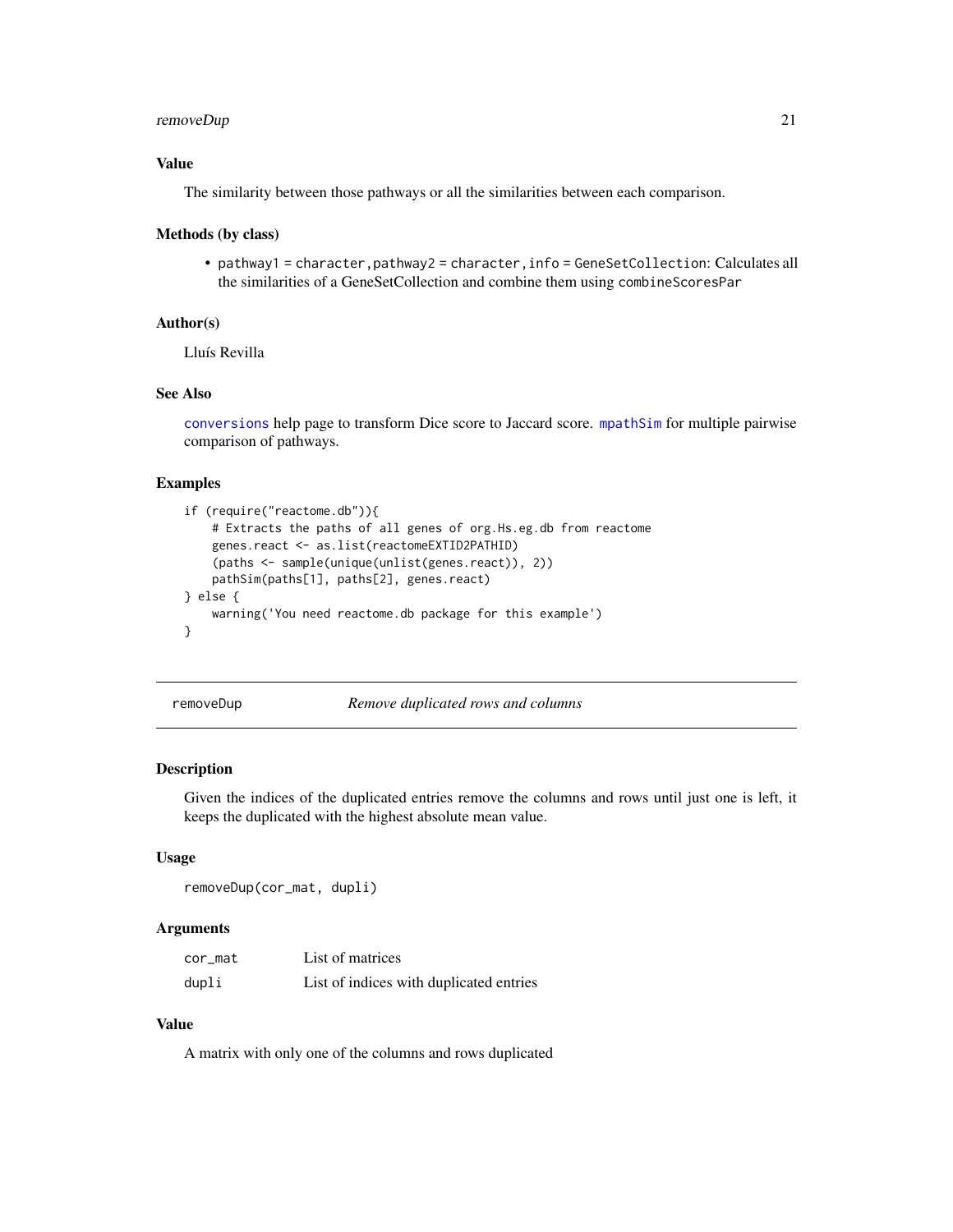### Value

The similarity between those pathways or all the similarities between each comparison.

### Methods (by class)

- `pathway1 = character,pathway2 = character,info = GeneSetCollection`: Calculates all the similarities of a GeneSetCollection and combine them using `combineScoresPar`

### Author(s)

Lluís Revilla

### See Also

`conversions` help page to transform Dice score to Jaccard score. `mpathSim` for multiple pairwise comparison of pathways.

### Examples

```
if (require("reactome.db")){
    # Extracts the paths of all genes of org.Hs.eg.db from reactome
    genes.react <- as.list(reactomeEXTID2PATHID)
    (paths <- sample(unique(unlist(genes.react)), 2))
    pathSim(paths[1], paths[2], genes.react)
} else {
    warning('You need reactome.db package for this example')
}
```

---

## removeDup — *Remove duplicated rows and columns*

---

### Description

Given the indices of the duplicated entries remove the columns and rows until just one is left, it keeps the duplicated with the highest absolute mean value.

### Usage

```
removeDup(cor_mat, dupli)
```

### Arguments

| | |
|---|---|
| cor_mat | List of matrices |
| dupli | List of indices with duplicated entries |

### Value

A matrix with only one of the columns and rows duplicated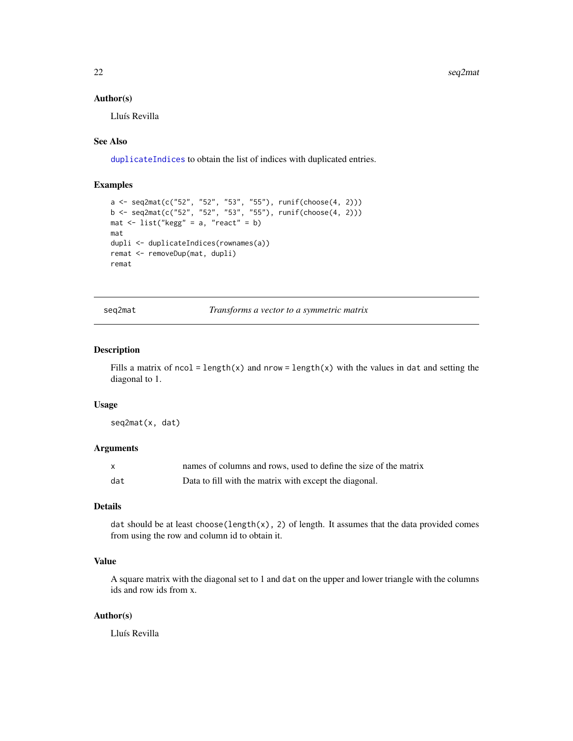### Author(s)

Lluís Revilla

### See Also

`duplicateIndices` to obtain the list of indices with duplicated entries.

### Examples

```
a <- seq2mat(c("52", "52", "53", "55"), runif(choose(4, 2)))
b <- seq2mat(c("52", "52", "53", "55"), runif(choose(4, 2)))
mat <- list("kegg" = a, "react" = b)
mat
dupli <- duplicateIndices(rownames(a))
remat <- removeDup(mat, dupli)
remat
```

---

## seq2mat — *Transforms a vector to a symmetric matrix*

### Description

Fills a matrix of `ncol = length(x)` and `nrow = length(x)` with the values in `dat` and setting the diagonal to 1.

### Usage

```
seq2mat(x, dat)
```

### Arguments

| | |
|---|---|
| `x` | names of columns and rows, used to define the size of the matrix |
| `dat` | Data to fill with the matrix with except the diagonal. |

### Details

`dat` should be at least `choose(length(x), 2)` of length. It assumes that the data provided comes from using the row and column id to obtain it.

### Value

A square matrix with the diagonal set to 1 and `dat` on the upper and lower triangle with the columns ids and row ids from x.

### Author(s)

Lluís Revilla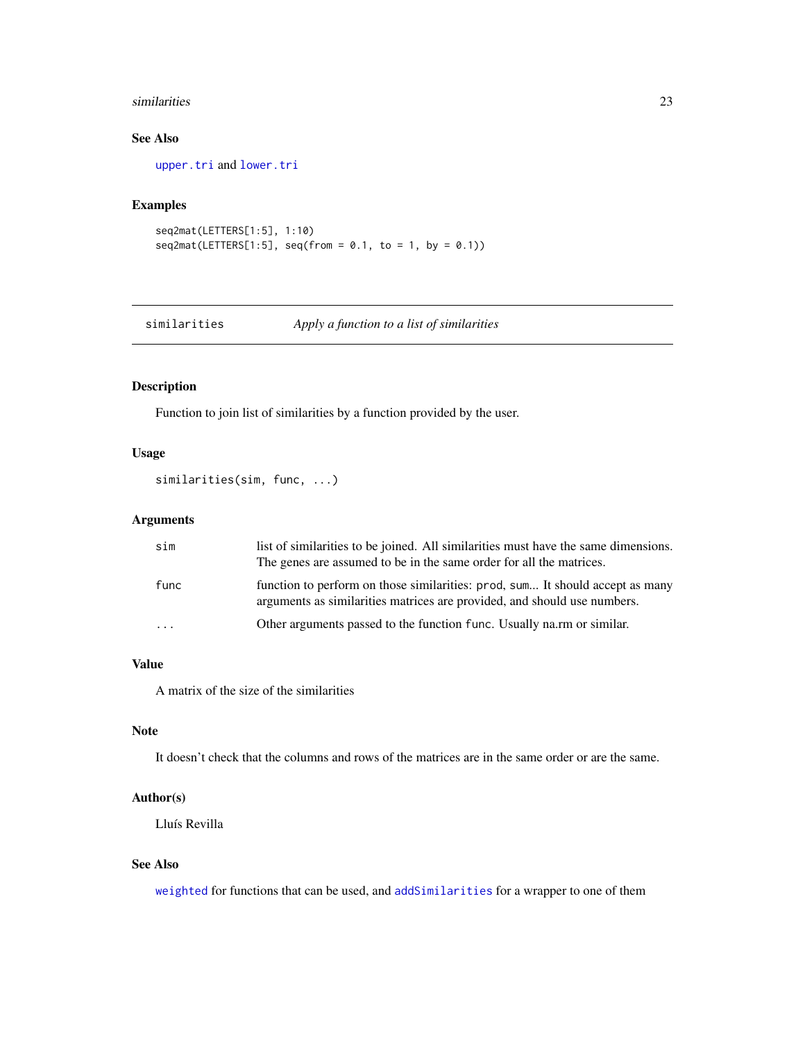### See Also

upper.tri and lower.tri

### Examples

```
seq2mat(LETTERS[1:5], 1:10)
seq2mat(LETTERS[1:5], seq(from = 0.1, to = 1, by = 0.1))
```

---

## similarities — *Apply a function to a list of similarities*

---

### Description

Function to join list of similarities by a function provided by the user.

### Usage

```
similarities(sim, func, ...)
```

### Arguments

| | |
|---|---|
| sim | list of similarities to be joined. All similarities must have the same dimensions. The genes are assumed to be in the same order for all the matrices. |
| func | function to perform on those similarities: prod, sum... It should accept as many arguments as similarities matrices are provided, and should use numbers. |
| ... | Other arguments passed to the function func. Usually na.rm or similar. |

### Value

A matrix of the size of the similarities

### Note

It doesn't check that the columns and rows of the matrices are in the same order or are the same.

### Author(s)

Lluís Revilla

### See Also

weighted for functions that can be used, and addSimilarities for a wrapper to one of them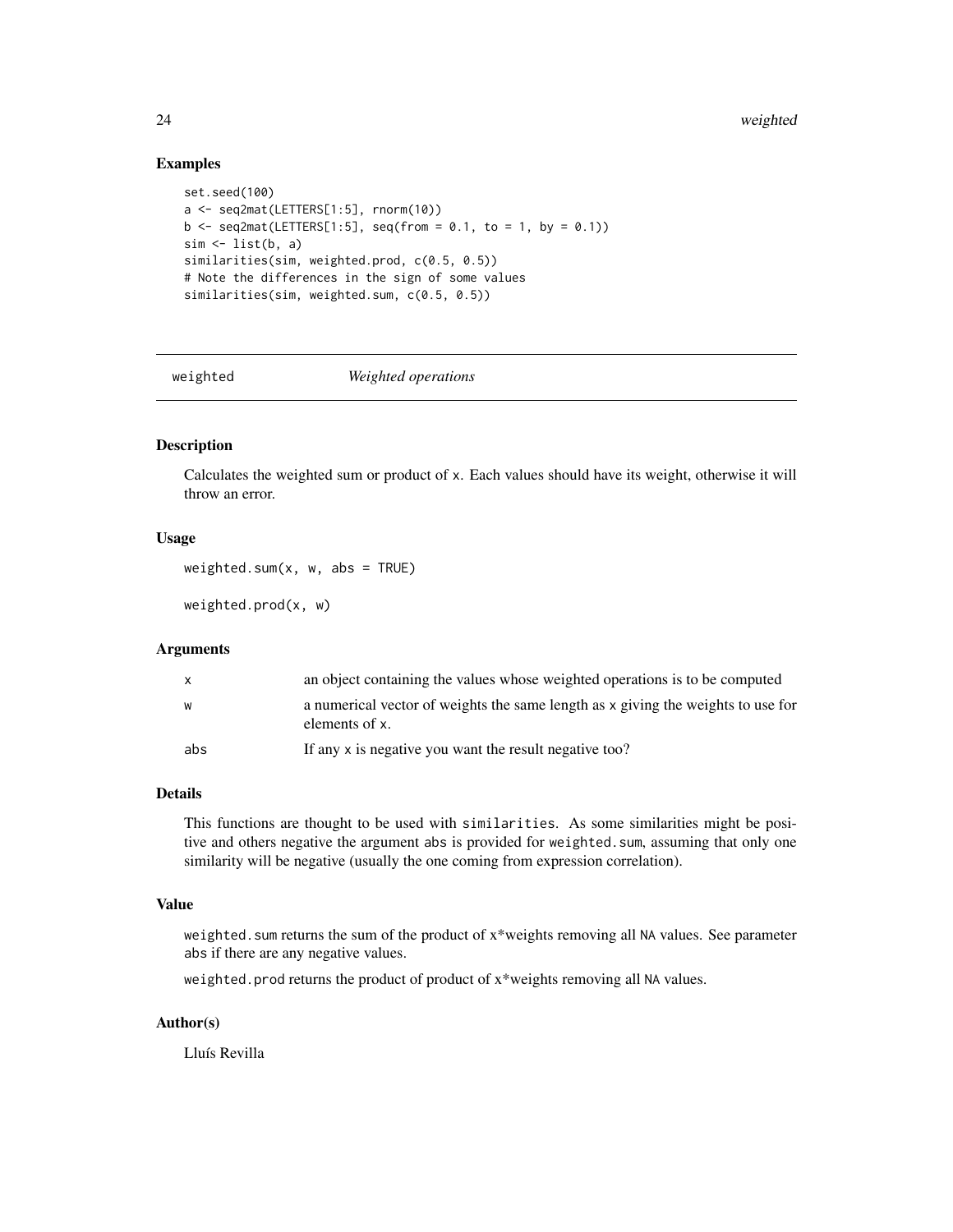### Examples

```
set.seed(100)
a <- seq2mat(LETTERS[1:5], rnorm(10))
b <- seq2mat(LETTERS[1:5], seq(from = 0.1, to = 1, by = 0.1))
sim <- list(b, a)
similarities(sim, weighted.prod, c(0.5, 0.5))
# Note the differences in the sign of some values
similarities(sim, weighted.sum, c(0.5, 0.5))
```

---

## weighted — *Weighted operations*

---

### Description

Calculates the weighted sum or product of `x`. Each values should have its weight, otherwise it will throw an error.

### Usage

```
weighted.sum(x, w, abs = TRUE)

weighted.prod(x, w)
```

### Arguments

| | |
|---|---|
| `x` | an object containing the values whose weighted operations is to be computed |
| `w` | a numerical vector of weights the same length as `x` giving the weights to use for elements of `x`. |
| `abs` | If any `x` is negative you want the result negative too? |

### Details

This functions are thought to be used with `similarities`. As some similarities might be positive and others negative the argument `abs` is provided for `weighted.sum`, assuming that only one similarity will be negative (usually the one coming from expression correlation).

### Value

`weighted.sum` returns the sum of the product of x*weights removing all `NA` values. See parameter `abs` if there are any negative values.

`weighted.prod` returns the product of product of x*weights removing all `NA` values.

### Author(s)

Lluís Revilla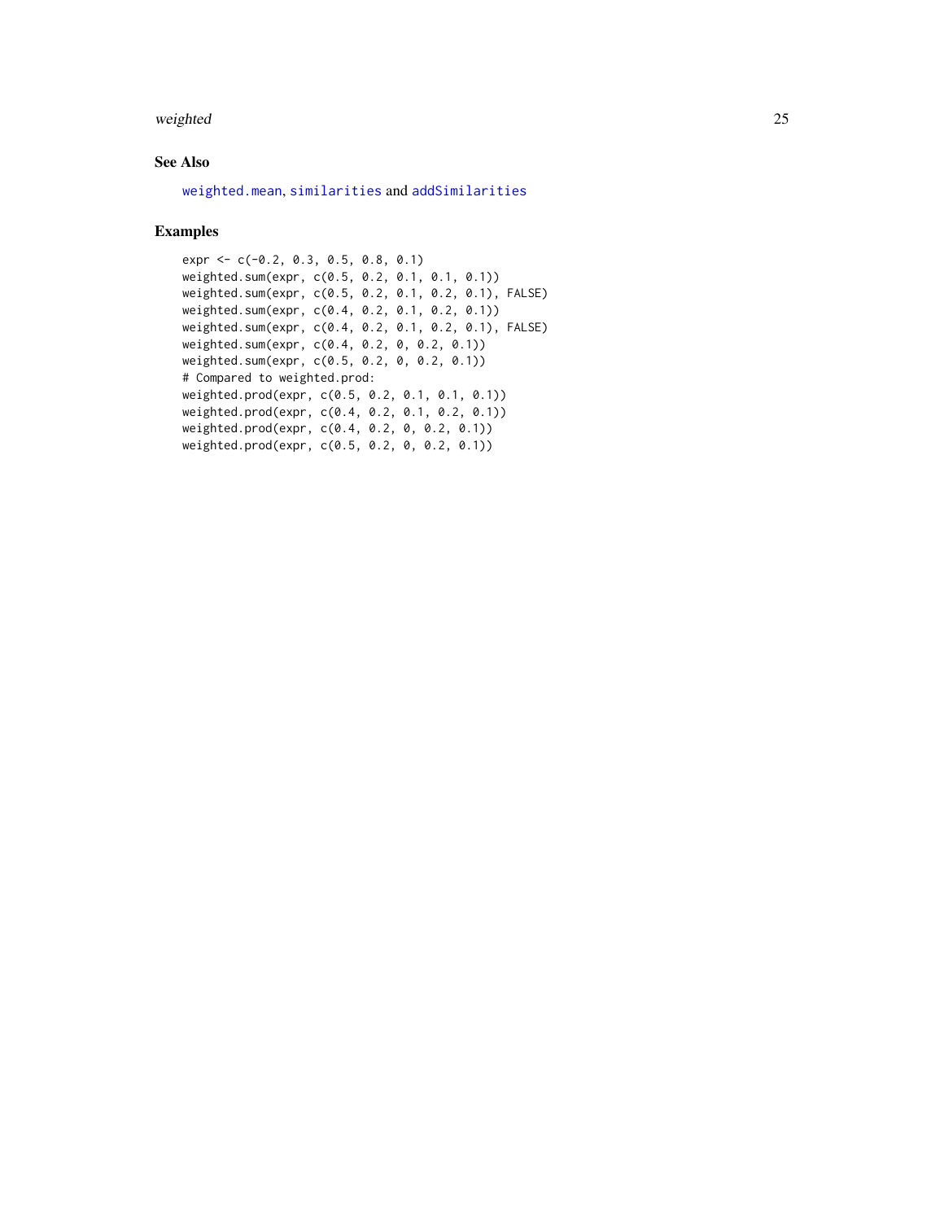## See Also

`weighted.mean`, `similarities` and `addSimilarities`

## Examples

```
expr <- c(-0.2, 0.3, 0.5, 0.8, 0.1)
weighted.sum(expr, c(0.5, 0.2, 0.1, 0.1, 0.1))
weighted.sum(expr, c(0.5, 0.2, 0.1, 0.2, 0.1), FALSE)
weighted.sum(expr, c(0.4, 0.2, 0.1, 0.2, 0.1))
weighted.sum(expr, c(0.4, 0.2, 0.1, 0.2, 0.1), FALSE)
weighted.sum(expr, c(0.4, 0.2, 0, 0.2, 0.1))
weighted.sum(expr, c(0.5, 0.2, 0, 0.2, 0.1))
# Compared to weighted.prod:
weighted.prod(expr, c(0.5, 0.2, 0.1, 0.1, 0.1))
weighted.prod(expr, c(0.4, 0.2, 0.1, 0.2, 0.1))
weighted.prod(expr, c(0.4, 0.2, 0, 0.2, 0.1))
weighted.prod(expr, c(0.5, 0.2, 0, 0.2, 0.1))
```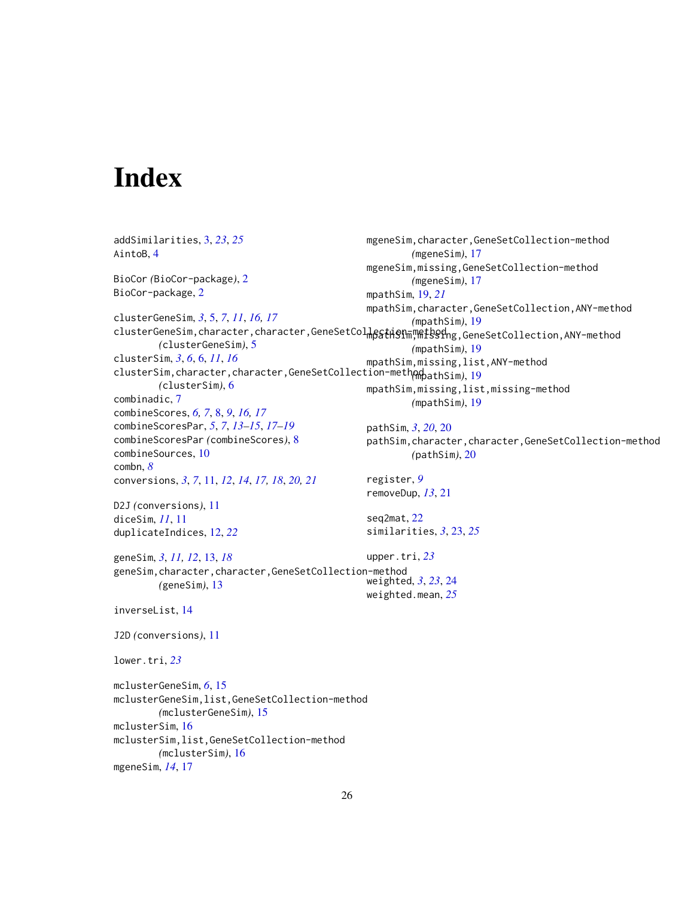# Index

addSimilarities, 3, *23*, *25*
AintoB, 4

BioCor *(*BioCor-package*)*, 2
BioCor-package, 2

clusterGeneSim, *3*, 5, *7*, *11*, *16, 17*
clusterGeneSim,character,character,GeneSetCollection-method
    *(*clusterGeneSim*)*, 5
clusterSim, *3*, *6*, 6, *11*, *16*
clusterSim,character,character,GeneSetCollection-method
    *(*clusterSim*)*, 6
combinadic, 7
combineScores, *6, 7*, 8, *9*, *16, 17*
combineScoresPar, *5*, *7*, *13–15*, *17–19*
combineScoresPar *(*combineScores*)*, 8
combineSources, 10
combn, *8*
conversions, *3*, *7*, 11, *12*, *14*, *17, 18*, *20, 21*

D2J *(*conversions*)*, 11
diceSim, *11*, 11
duplicateIndices, 12, *22*

geneSim, *3*, *11, 12*, 13, *18*
geneSim,character,character,GeneSetCollection-method
    *(*geneSim*)*, 13

inverseList, 14

J2D *(*conversions*)*, 11

lower.tri, *23*

mclusterGeneSim, *6*, 15
mclusterGeneSim,list,GeneSetCollection-method
    *(*mclusterGeneSim*)*, 15
mclusterSim, 16
mclusterSim,list,GeneSetCollection-method
    *(*mclusterSim*)*, 16
mgeneSim, *14*, 17
mgeneSim,character,GeneSetCollection-method
    *(*mgeneSim*)*, 17
mgeneSim,missing,GeneSetCollection-method
    *(*mgeneSim*)*, 17
mpathSim, 19, *21*
mpathSim,character,GeneSetCollection,ANY-method
    *(*mpathSim*)*, 19
mpathSim,missing,GeneSetCollection,ANY-method
    *(*mpathSim*)*, 19
mpathSim,missing,list,ANY-method
    *(*mpathSim*)*, 19
mpathSim,missing,list,missing-method
    *(*mpathSim*)*, 19

pathSim, *3*, *20*, 20
pathSim,character,character,GeneSetCollection-method
    *(*pathSim*)*, 20

register, *9*
removeDup, *13*, 21

seq2mat, 22
similarities, *3*, 23, *25*

upper.tri, *23*

weighted, *3*, *23*, 24
weighted.mean, *25*